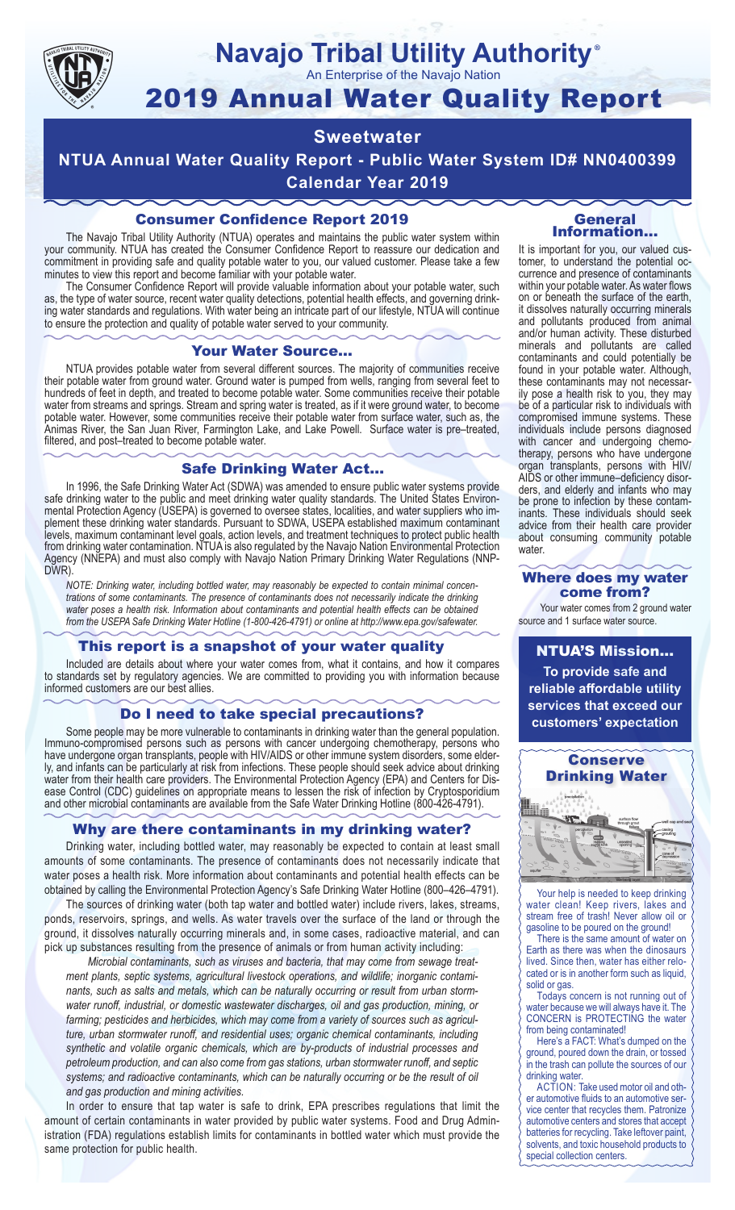# Navajo Tribal Utility Authority®

An Enterprise of the Navajo Nation

# 2019 Annual Water Quality Report

## Sweetwater

## NTUA Annual Water Quality Report - Public Water System ID# NN0400399

## Calendar Year 2019

### Consumer Confidence Report 2019

The Navajo Tribal Utility Authority (NTUA) operates and maintains the public water system within your community. NTUA has created the Consumer Confidence Report to reassure our dedication and commitment in providing safe and quality potable water to you, our valued customer. Please take a few minutes to view this report and become familiar with your potable water.

The Consumer Confidence Report will provide valuable information about your potable water, such as, the type of water source, recent water quality detections, potential health effects, and governing drinking water standards and regulations. With water being an intricate part of our lifestyle, NTUA will continue to ensure the protection and quality of potable water served to your community.

### Your Water Source...

NTUA provides potable water from several different sources. The majority of communities receive their potable water from ground water. Ground water is pumped from wells, ranging from several feet to hundreds of feet in depth, and treated to become potable water. Some communities receive their potable water from streams and springs. Stream and spring water is treated, as if it were ground water, to become potable water. However, some communities receive their potable water from surface water, such as, the Animas River, the San Juan River, Farmington Lake, and Lake Powell. Surface water is pre–treated, filtered, and post–treated to become potable water.

### Safe Drinking Water Act...

In 1996, the Safe Drinking Water Act (SDWA) was amended to ensure public water systems provide safe drinking water to the public and meet drinking water quality standards. The United States Environmental Protection Agency (USEPA) is governed to oversee states, localities, and water suppliers who implement these drinking water standards. Pursuant to SDWA, USEPA established maximum contaminant levels, maximum contaminant level goals, action levels, and treatment techniques to protect public health from drinking water contamination. NTUA is also regulated by the Navajo Nation Environmental Protection Agency (NNEPA) and must also comply with Navajo Nation Primary Drinking Water Regulations (NNPDWR).

*NOTE: Drinking water, including bottled water, may reasonably be expected to contain minimal concentrations of some contaminants. The presence of contaminants does not necessarily indicate the drinking water poses a health risk. Information about contaminants and potential health effects can be obtained from the USEPA Safe Drinking Water Hotline (1-800-426-4791) or online at http://www.epa.gov/safewater.*

### This report is a snapshot of your water quality

Included are details about where your water comes from, what it contains, and how it compares to standards set by regulatory agencies. We are committed to providing you with information because informed customers are our best allies.

### Do I need to take special precautions?

Some people may be more vulnerable to contaminants in drinking water than the general population. Immuno-compromised persons such as persons with cancer undergoing chemotherapy, persons who have undergone organ transplants, people with HIV/AIDS or other immune system disorders, some elderly, and infants can be particularly at risk from infections. These people should seek advice about drinking water from their health care providers. The Environmental Protection Agency (EPA) and Centers for Disease Control (CDC) guidelines on appropriate means to lessen the risk of infection by Cryptosporidium and other microbial contaminants are available from the Safe Water Drinking Hotline (800-426-4791).

### Why are there contaminants in my drinking water?

Drinking water, including bottled water, may reasonably be expected to contain at least small amounts of some contaminants. The presence of contaminants does not necessarily indicate that water poses a health risk. More information about contaminants and potential health effects can be obtained by calling the Environmental Protection Agency's Safe Drinking Water Hotline (800–426–4791).

The sources of drinking water (both tap water and bottled water) include rivers, lakes, streams, ponds, reservoirs, springs, and wells. As water travels over the surface of the land or through the ground, it dissolves naturally occurring minerals and, in some cases, radioactive material, and can pick up substances resulting from the presence of animals or from human activity including:

*Microbial contaminants, such as viruses and bacteria, that may come from sewage treatment plants, septic systems, agricultural livestock operations, and wildlife; inorganic contaminants, such as salts and metals, which can be naturally occurring or result from urban stormwater runoff, industrial, or domestic wastewater discharges, oil and gas production, mining, or farming; pesticides and herbicides, which may come from a variety of sources such as agriculture, urban stormwater runoff, and residential uses; organic chemical contaminants, including synthetic and volatile organic chemicals, which are by-products of industrial processes and petroleum production, and can also come from gas stations, urban stormwater runoff, and septic systems; and radioactive contaminants, which can be naturally occurring or be the result of oil and gas production and mining activities.*

In order to ensure that tap water is safe to drink, EPA prescribes regulations that limit the amount of certain contaminants in water provided by public water systems. Food and Drug Administration (FDA) regulations establish limits for contaminants in bottled water which must provide the same protection for public health.

### General Information...

It is important for you, our valued customer, to understand the potential occurrence and presence of contaminants within your potable water. As water flows on or beneath the surface of the earth, it dissolves naturally occurring minerals and pollutants produced from animal and/or human activity. These disturbed minerals and pollutants are called contaminants and could potentially be found in your potable water. Although, these contaminants may not necessarily pose a health risk to you, they may be of a particular risk to individuals with compromised immune systems. These individuals include persons diagnosed with cancer and undergoing chemotherapy, persons who have undergone organ transplants, persons with HIV/AIDS or other immune–deficiency disorders, and elderly and infants who may be prone to infection by these contaminants. These individuals should seek advice from their health care provider about consuming community potable water.

### Where does my water come from?

Your water comes from 2 ground water source and 1 surface water source.

### NTUA'S Mission...

**To provide safe and reliable affordable utility services that exceed our customers' expectation**

### Conserve Drinking Water

Your help is needed to keep drinking water clean! Keep rivers, lakes and stream free of trash! Never allow oil or gasoline to be poured on the ground!

There is the same amount of water on Earth as there was when the dinosaurs lived. Since then, water has either relocated or is in another form such as liquid, solid or gas.

Todays concern is not running out of water because we will always have it. The CONCERN is PROTECTING the water from being contaminated!

Here's a FACT: What's dumped on the ground, poured down the drain, or tossed in the trash can pollute the sources of our drinking water.

ACTION: Take used motor oil and other automotive fluids to an automotive service center that recycles them. Patronize automotive centers and stores that accept batteries for recycling. Take leftover paint, solvents, and toxic household products to special collection centers.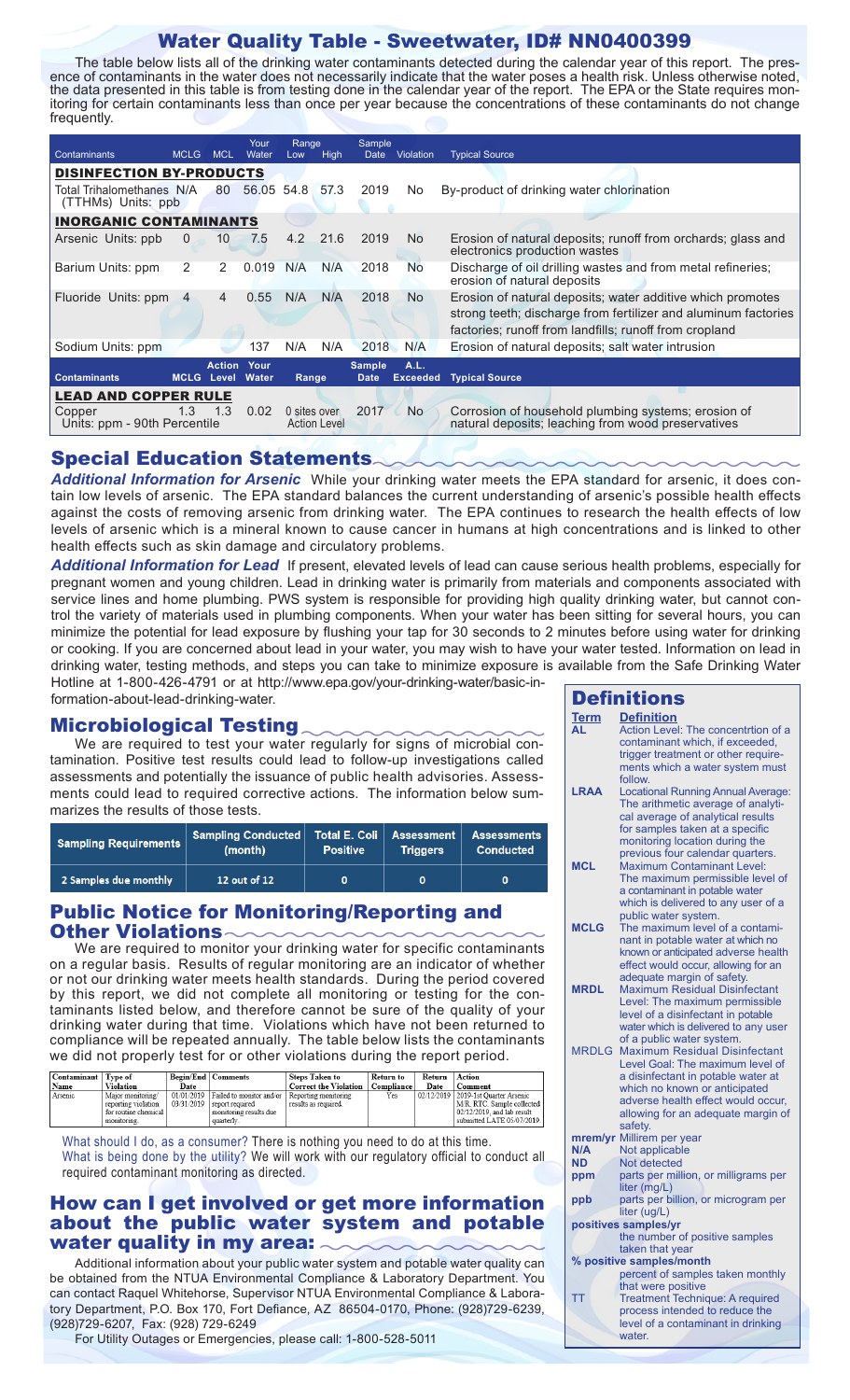# Water Quality Table - Sweetwater, ID# NN0400399

The table below lists all of the drinking water contaminants detected during the calendar year of this report. The presence of contaminants in the water does not necessarily indicate that the water poses a health risk. Unless otherwise noted, the data presented in this table is from testing done in the calendar year of the report. The EPA or the State requires monitoring for certain contaminants less than once per year because the concentrations of these contaminants do not change frequently.

| Contaminants | MCLG | MCL | Your Water | Range Low | Range High | Sample Date | Violation | Typical Source |
|---|---|---|---|---|---|---|---|---|
| **DISINFECTION BY-PRODUCTS** | | | | | | | | |
| Total Trihalomethanes (TTHMs) Units: ppb | N/A | 80 | 56.05 | 54.8 | 57.3 | 2019 | No | By-product of drinking water chlorination |
| **INORGANIC CONTAMINANTS** | | | | | | | | |
| Arsenic Units: ppb | 0 | 10 | 7.5 | 4.2 | 21.6 | 2019 | No | Erosion of natural deposits; runoff from orchards; glass and electronics production wastes |
| Barium Units: ppm | 2 | 2 | 0.019 | N/A | N/A | 2018 | No | Discharge of oil drilling wastes and from metal refineries; erosion of natural deposits |
| Fluoride Units: ppm | 4 | 4 | 0.55 | N/A | N/A | 2018 | No | Erosion of natural deposits; water additive which promotes strong teeth; discharge from fertilizer and aluminum factories; runoff from landfills; runoff from cropland |
| Sodium Units: ppm | | | 137 | N/A | N/A | 2018 | N/A | Erosion of natural deposits; salt water intrusion |

| Contaminants | MCLG | Action Level | Your Water | Range | Sample Date | A.L. Exceeded | Typical Source |
|---|---|---|---|---|---|---|---|
| **LEAD AND COPPER RULE** | | | | | | | |
| Copper Units: ppm - 90th Percentile | 1.3 | 1.3 | 0.02 | 0 sites over Action Level | 2017 | No | Corrosion of household plumbing systems; erosion of natural deposits; leaching from wood preservatives |

## Special Education Statements

***Additional Information for Arsenic*** While your drinking water meets the EPA standard for arsenic, it does contain low levels of arsenic. The EPA standard balances the current understanding of arsenic's possible health effects against the costs of removing arsenic from drinking water. The EPA continues to research the health effects of low levels of arsenic which is a mineral known to cause cancer in humans at high concentrations and is linked to other health effects such as skin damage and circulatory problems.

***Additional Information for Lead*** If present, elevated levels of lead can cause serious health problems, especially for pregnant women and young children. Lead in drinking water is primarily from materials and components associated with service lines and home plumbing. PWS system is responsible for providing high quality drinking water, but cannot control the variety of materials used in plumbing components. When your water has been sitting for several hours, you can minimize the potential for lead exposure by flushing your tap for 30 seconds to 2 minutes before using water for drinking or cooking. If you are concerned about lead in your water, you may wish to have your water tested. Information on lead in drinking water, testing methods, and steps you can take to minimize exposure is available from the Safe Drinking Water Hotline at 1-800-426-4791 or at http://www.epa.gov/your-drinking-water/basic-information-about-lead-drinking-water.

## Microbiological Testing

We are required to test your water regularly for signs of microbial contamination. Positive test results could lead to follow-up investigations called assessments and potentially the issuance of public health advisories. Assessments could lead to required corrective actions. The information below summarizes the results of those tests.

| Sampling Requirements | Sampling Conducted (month) | Total E. Coli Positive | Assessment Triggers | Assessments Conducted |
|---|---|---|---|---|
| 2 Samples due monthly | 12 out of 12 | 0 | 0 | 0 |

## Public Notice for Monitoring/Reporting and Other Violations

We are required to monitor your drinking water for specific contaminants on a regular basis. Results of regular monitoring are an indicator of whether or not our drinking water meets health standards. During the period covered by this report, we did not complete all monitoring or testing for the contaminants listed below, and therefore cannot be sure of the quality of your drinking water during that time. Violations which have not been returned to compliance will be repeated annually. The table below lists the contaminants we did not properly test for or other violations during the report period.

| Contaminant Name | Type of Violation | Begin/End Date | Comments | Steps Taken to Correct the Violation | Return to Compliance | Return Date | Action Comment |
|---|---|---|---|---|---|---|---|
| Arsenic | Major monitoring/ reporting violation for routine chemical monitoring | 01/01/2019 03/31/2019 | Failed to monitor and/or report required monitoring results due quarterly. | Reporting monitoring results as required. | Yes | 02/12/2019 | 2019-1st Quarter Arsenic M/R. RTC. Sample collected 02/12/2019, and lab result submitted LATE 05/07/2019. |

What should I do, as a consumer? There is nothing you need to do at this time.

What is being done by the utility? We will work with our regulatory official to conduct all required contaminant monitoring as directed.

## How can I get involved or get more information about the public water system and potable water quality in my area:

Additional information about your public water system and potable water quality can be obtained from the NTUA Environmental Compliance & Laboratory Department. You can contact Raquel Whitehorse, Supervisor NTUA Environmental Compliance & Laboratory Department, P.O. Box 170, Fort Defiance, AZ 86504-0170, Phone: (928)729-6239, (928)729-6207, Fax: (928) 729-6249

For Utility Outages or Emergencies, please call: 1-800-528-5011

## Definitions

| Term | Definition |
|---|---|
| AL | Action Level: The concentrtion of a contaminant which, if exceeded, trigger treatment or other requirements which a water system must follow. |
| LRAA | Locational Running Annual Average: The arithmetic average of analytical average of analytical results for samples taken at a specific monitoring location during the previous four calendar quarters. |
| MCL | Maximum Contaminant Level: The maximum permissible level of a contaminant in potable water which is delivered to any user of a public water system. |
| MCLG | The maximum level of a contaminant in potable water at which no known or anticipated adverse health effect would occur, allowing for an adequate margin of safety. |
| MRDL | Maximum Residual Disinfectant Level: The maximum permissible level of a disinfectant in potable water which is delivered to any user of a public water system. |
| MRDLG | Maximum Residual Disinfectant Level Goal: The maximum level of a disinfectant in potable water at which no known or anticipated adverse health effect would occur, allowing for an adequate margin of safety. |
| mrem/yr | Millirem per year |
| N/A | Not applicable |
| ND | Not detected |
| ppm | parts per million, or milligrams per liter (mg/L) |
| ppb | parts per billion, or microgram per liter (ug/L) |
| positives samples/yr | the number of positive samples taken that year |
| % positive samples/month | percent of samples taken monthly that were positive |
| TT | Treatment Technique: A required process intended to reduce the level of a contaminant in drinking water. |